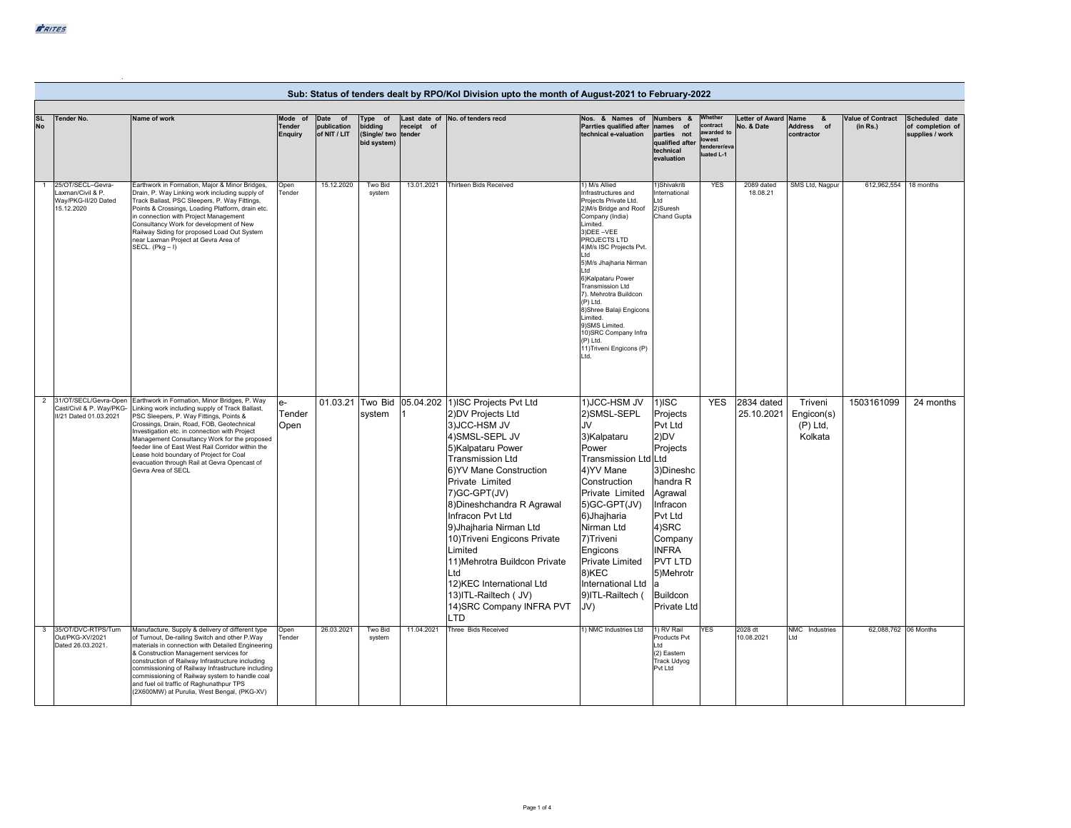## Sub: Status of tenders dealt by RPO/Kol Division upto the month of August-2021 to February-2022

| SL No | Tender No. | Name of work | Mode of Tender Enquiry | Date of publication of NIT / LIT | Type of bidding (Single/ two bid system) | Last date of receipt of tender | No. of tenders recd | Nos. & Names of Parrties qualified after technical e-valuation | Numbers & names of parties not qualified after technical evaluation | Whether contract awarded to lowest tenderer/evaluated L-1 | Letter of Award No. & Date | Name & Address of contractor | Value of Contract (in Rs.) | Scheduled date of completion of supplies / work |
|---|---|---|---|---|---|---|---|---|---|---|---|---|---|---|
| 1 | 25/OT/SECL–Gevra-Laxman/Civil & P. Way/PKG-II/20 Dated 15.12.2020 | Earthwork in Formation, Major & Minor Bridges, Drain, P. Way Linking work including supply of Track Ballast, PSC Sleepers, P. Way Fittings, Points & Crossings, Loading Platform, drain etc. in connection with Project Management Consultancy Work for development of New Railway Siding for proposed Load Out System near Laxman Project at Gevra Area of SECL. (Pkg – I) | Open Tender | 15.12.2020 | Two Bid system | 13.01.2021 | Thirteen Bids Received | 1) M/s Allied Infrastructures and Projects Private Ltd. 2)M/s Bridge and Roof Company (India) Limited. 3)DEE –VEE PROJECTS LTD 4)M/s ISC Projects Pvt. Ltd 5)M/s Jhajharia Nirman Ltd 6)Kalpataru Power Transmission Ltd 7). Mehrotra Buildcon (P) Ltd. 8)Shree Balaji Engicons Limited. 9)SMS Limited. 10)SRC Company Infra (P) Ltd. 11)Triveni Engicons (P) Ltd. | 1)Shivakriti International Ltd 2)Suresh Chand Gupta | YES | 2089 dated 18.08.21 | SMS Ltd, Nagpur | 612,962,554 | 18 months |
| 2 | 31/OT/SECL/Gevra-Open Cast/Civil & P. Way/PKG-II/21 Dated 01.03.2021 | Earthwork in Formation, Minor Bridges, P. Way Linking work including supply of Track Ballast, PSC Sleepers, P. Way Fittings, Points & Crossings, Drain, Road, FOB, Geotechnical Investigation etc. in connection with Project Management Consultancy Work for the proposed feeder line of East West Rail Corridor within the Lease hold boundary of Project for Coal evacuation through Rail at Gevra Opencast of Gevra Area of SECL | e-Tender Open | 01.03.21 | Two Bid system | 05.04.2021 | 1)ISC Projects Pvt Ltd 2)DV Projects Ltd 3)JCC-HSM JV 4)SMSL-SEPL JV 5)Kalpataru Power Transmission Ltd 6)YV Mane Construction Private Limited 7)GC-GPT(JV) 8)Dineshchandra R Agrawal Infracon Pvt Ltd 9)Jhajharia Nirman Ltd 10)Triveni Engicons Private Limited 11)Mehrotra Buildcon Private Ltd 12)KEC International Ltd 13)ITL-Railtech ( JV) 14)SRC Company INFRA PVT LTD | 1)JCC-HSM JV 2)SMSL-SEPL JV 3)Kalpataru Power Transmission Ltd 4)YV Mane Construction Private Limited 5)GC-GPT(JV) 6)Jhajharia Nirman Ltd 7)Triveni Engicons Private Limited 8)KEC International Ltd 9)ITL-Railtech ( JV) | 1)ISC Projects Pvt Ltd 2)DV Projects Ltd 3)Dineshchandra R Agrawal Infracon Pvt Ltd 4)SRC Company INFRA PVT LTD 5)Mehrotra Buildcon Private Ltd | YES | 2834 dated 25.10.2021 | Triveni Engicon(s) (P) Ltd, Kolkata | 1503161099 | 24 months |
| 3 | 35/OT/DVC-RTPS/Turn Out/PKG-XV/2021 Dated 26.03.2021. | Manufacture, Supply & delivery of different type of Turnout, De-railing Switch and other P.Way materials in connection with Detailed Engineering & Construction Management services for construction of Railway Infrastructure including commissioning of Railway Infrastructure including commissioning of Railway system to handle coal and fuel oil traffic of Raghunathpur TPS (2X600MW) at Purulia, West Bengal, (PKG-XV) | Open Tender | 26.03.2021 | Two Bid system | 11.04.2021 | Three Bids Received | 1) NMC Industries Ltd | 1) RV Rail Products Pvt Ltd (2) Eastern Track Udyog Pvt Ltd | YES | 2028 dt 10.08.2021 | NMC Industries Ltd | 62,088,762 | 06 Months |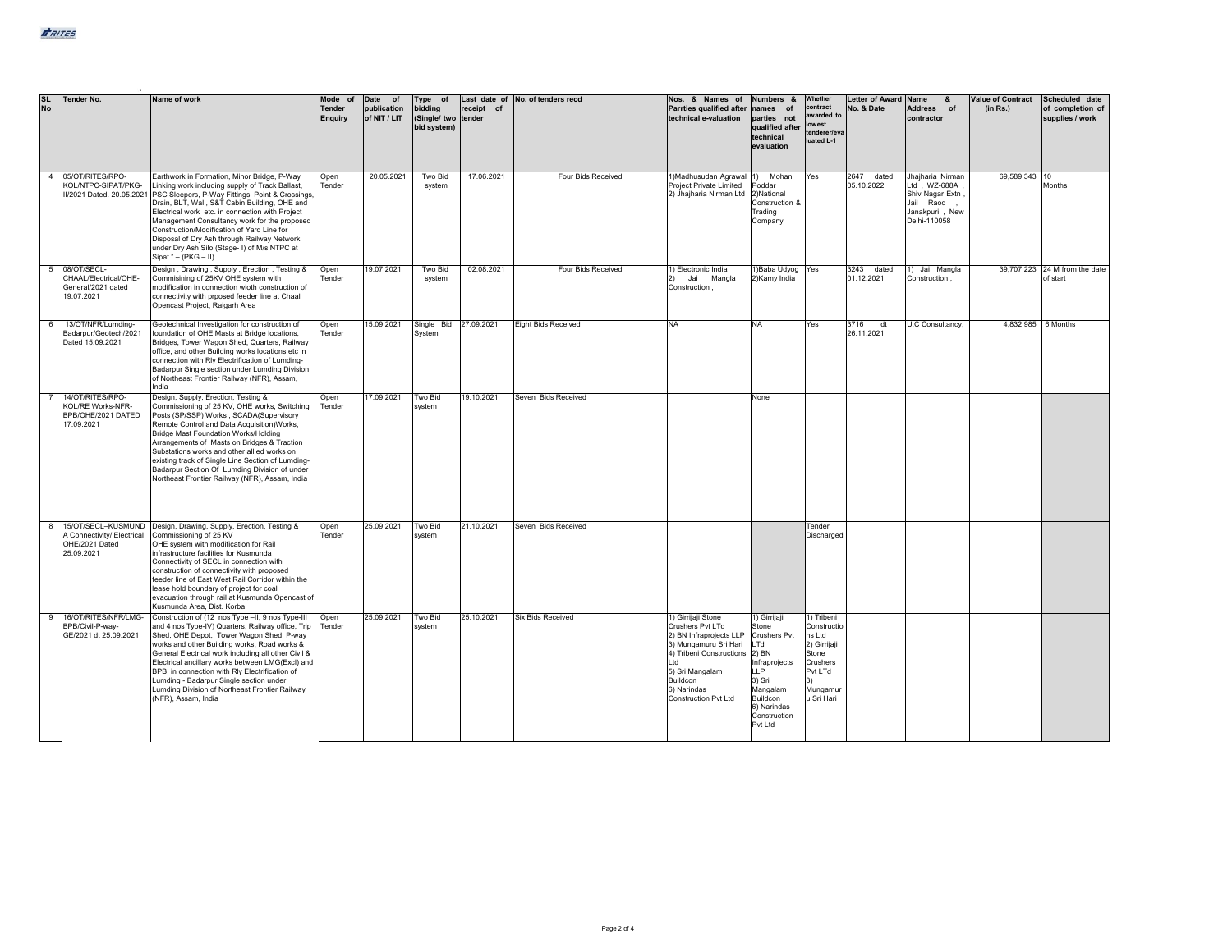| SL No | Tender No. | Name of work | Mode of Tender Enquiry | Date of publication of NIT / LIT | Type of bidding (Single/ two bid system) | Last date of receipt of tender | No. of tenders recd | Nos. & Names of Parrties qualified after technical e-valuation | Numbers & names of parties not qualified after technical evaluation | Whether contract awarded to lowest tenderer/evaluated L-1 | Letter of Award No. & Date | Name & Address of contractor | Value of Contract (in Rs.) | Scheduled date of completion of supplies / work |
|---|---|---|---|---|---|---|---|---|---|---|---|---|---|---|
| 4 | 05/OT/RITES/RPO-KOL/NTPC-SIPAT/PKG-II/2021 Dated. 20.05.2021 | Earthwork in Formation, Minor Bridge, P-Way Linking work including supply of Track Ballast, PSC Sleepers, P-Way Fittings, Point & Crossings, Drain, BLT, Wall, S&T Cabin Building, OHE and Electrical work etc. in connection with Project Management Consultancy work for the proposed Construction/Modification of Yard Line for Disposal of Dry Ash through Railway Network under Dry Ash Silo (Stage- I) of M/s NTPC at Sipat." – (PKG – II) | Open Tender | 20.05.2021 | Two Bid system | 17.06.2021 | Four Bids Received | 1)Madhusudan Agrawal Project Private Limited 2) Jhajharia Nirman Ltd | 1) Mohan Poddar 2)National Construction & Trading Company | Yes | 2647 dated 05.10.2022 | Jhajharia Nirman Ltd , WZ-688A , Shiv Nagar Extn , Jail Raod , Janakpuri , New Delhi-110058 | 69,589,343 | 10 Months |
| 5 | 08/OT/SECL-CHAAL/Electrical/OHE-General/2021 dated 19.07.2021 | Design , Drawing , Supply , Erection , Testing & Commisining of 25KV OHE system with modification in connection wioth construction of connectivity with prposed feeder line at Chaal Opencast Project, Raigarh Area | Open Tender | 19.07.2021 | Two Bid system | 02.08.2021 | Four Bids Received | 1) Electronic India 2) Jai Mangla Construction , | 1)Baba Udyog 2)Kamy India | Yes | 3243 dated 01.12.2021 | 1) Jai Mangla Construction , | 39,707,223 | 24 M from the date of start |
| 6 | 13/OT/NFR/Lumding-Badarpur/Geotech/2021 Dated 15.09.2021 | Geotechnical Investigation for construction of foundation of OHE Masts at Bridge locations, Bridges, Tower Wagon Shed, Quarters, Railway office, and other Building works locations etc in connection with Rly Electrification of Lumding-Badarpur Single section under Lumding Division of Northeast Frontier Railway (NFR), Assam, India | Open Tender | 15.09.2021 | Single Bid System | 27.09.2021 | Eight Bids Received | NA | NA | Yes | 3716 dt 26.11.2021 | U.C Consultancy, | 4,832,985 | 6 Months |
| 7 | 14/OT/RITES/RPO-KOL/RE Works-NFR-BPB/OHE/2021 DATED 17.09.2021 | Design, Supply, Erection, Testing & Commissioning of 25 KV, OHE works, Switching Posts (SP/SSP) Works , SCADA(Supervisory Remote Control and Data Acquisition)Works, Bridge Mast Foundation Works/Holding Arrangements of Masts on Bridges & Traction Substations works and other allied works on existing track of Single Line Section of Lumding-Badarpur Section Of Lumding Division of under Northeast Frontier Railway (NFR), Assam, India | Open Tender | 17.09.2021 | Two Bid system | 19.10.2021 | Seven Bids Received | | None | | | | | |
| 8 | 15/OT/SECL–KUSMUNDA Connectivity/ Electrical OHE/2021 Dated 25.09.2021 | Design, Drawing, Supply, Erection, Testing & Commissioning of 25 KV OHE system with modification for Rail infrastructure facilities for Kusmunda Connectivity of SECL in connection with construction of connectivity with proposed feeder line of East West Rail Corridor within the lease hold boundary of project for coal evacuation through rail at Kusmunda Opencast of Kusmunda Area, Dist. Korba | Open Tender | 25.09.2021 | Two Bid system | 21.10.2021 | Seven Bids Received | | | Tender Discharged | | | | |
| 9 | 16/OT/RITES/NFR/LMG-BPB/Civil-P-way-GE/2021 dt 25.09.2021 | Construction of (12 nos Type –II, 9 nos Type-III and 4 nos Type-IV) Quarters, Railway office, Trip Shed, OHE Depot, Tower Wagon Shed, P-way works and other Building works, Road works & General Electrical work including all other Civil & Electrical ancillary works between LMG(Excl) and BPB in connection with Rly Electrification of Lumding - Badarpur Single section under Lumding Division of Northeast Frontier Railway (NFR), Assam, India | Open Tender | 25.09.2021 | Two Bid system | 25.10.2021 | Six Bids Received | 1) Girrijaji Stone Crushers Pvt LTd 2) BN Infraprojects LLP 3) Mungamuru Sri Hari 4) Tribeni Constructions Ltd 5) Sri Mangalam Buildcon 6) Narindas Construction Pvt Ltd | 1) Girrijaji Stone Crushers Pvt LTd 2) BN Infraprojects LLP 3) Sri Mangalam Buildcon 6) Narindas Construction Pvt Ltd | 1) Tribeni Constructions Ltd 2) Girrijaji Stone Crushers Pvt LTd 3) Mungamuru Sri Hari | | | | |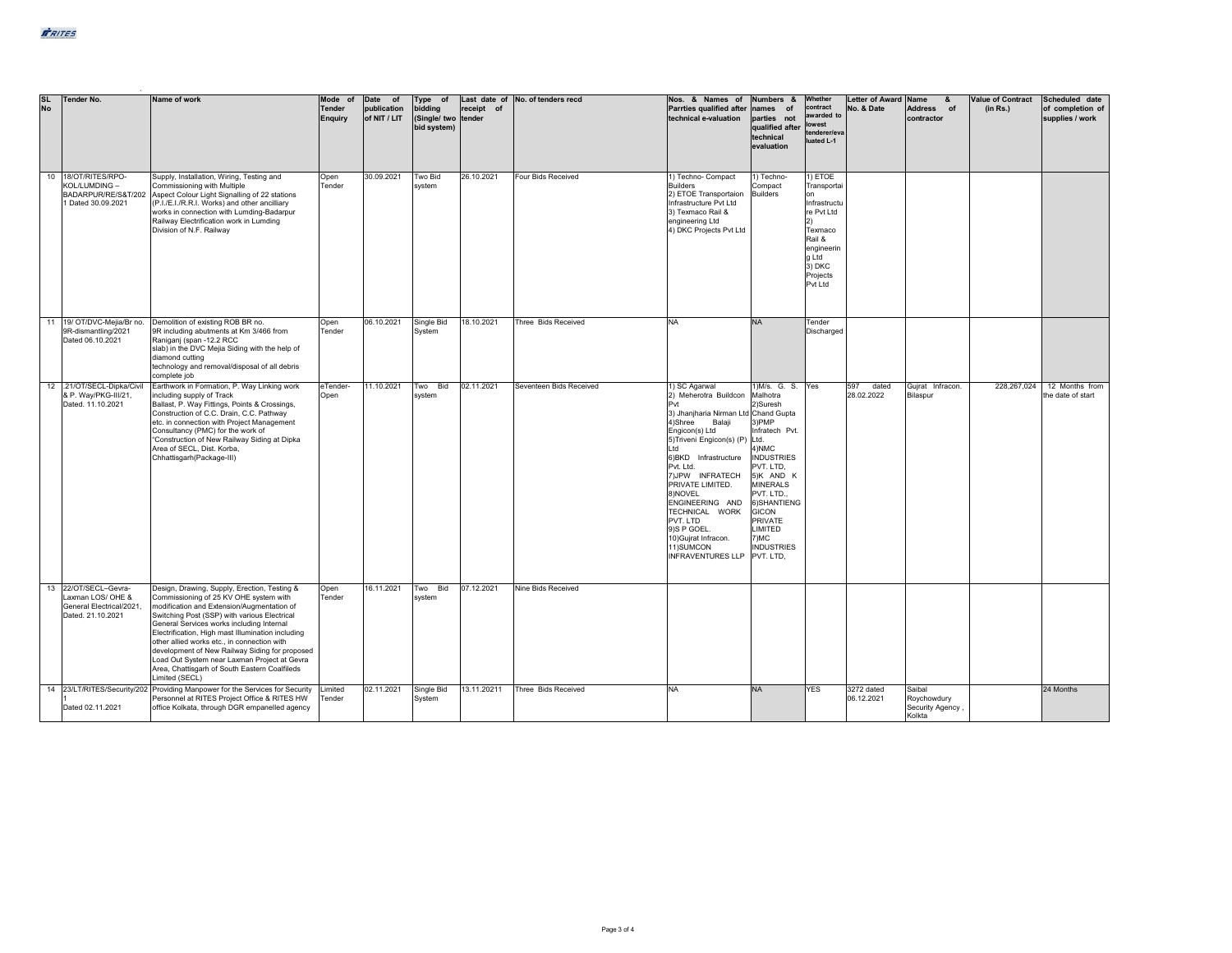| SL No | Tender No. | Name of work | Mode of Tender Enquiry | Date of publication of NIT / LIT | Type of bidding (Single/ two bid system) | Last date of receipt of tender | No. of tenders recd | Nos. & Names of Parrties qualified after technical e-valuation | Numbers & names of parties not qualified after technical evaluation | Whether contract awarded to lowest tenderer/evaluated L-1 | Letter of Award No. & Date | Name & Address of contractor | Value of Contract (in Rs.) | Scheduled date of completion of supplies / work |
|---|---|---|---|---|---|---|---|---|---|---|---|---|---|---|
| 10 | 18/OT/RITES/RPO-KOL/LUMDING – BADARPUR/RE/S&T/2021 Dated 30.09.2021 | Supply, Installation, Wiring, Testing and Commissioning with Multiple Aspect Colour Light Signalling of 22 stations (P.I./E.I./R.R.I. Works) and other ancilliary works in connection with Lumding-Badarpur Railway Electrification work in Lumding Division of N.F. Railway | Open Tender | 30.09.2021 | Two Bid system | 26.10.2021 | Four Bids Received | 1) Techno- Compact Builders 2) ETOE Transportaion Infrastructure Pvt Ltd 3) Texmaco Rail & engineering Ltd 4) DKC Projects Pvt Ltd | 1) Techno-Compact Builders | 1) ETOE Transportaion Infrastructure Pvt Ltd 2) Texmaco Rail & engineering Ltd 3) DKC Projects Pvt Ltd | | | | |
| 11 | 19/ OT/DVC-Mejia/Br no. 9R-dismantling/2021 Dated 06.10.2021 | Demolition of existing ROB BR no. 9R including abutments at Km 3/466 from Raniganj (span -12.2 RCC slab) in the DVC Mejia Siding with the help of diamond cutting technology and removal/disposal of all debris complete job | Open Tender | 06.10.2021 | Single Bid System | 18.10.2021 | Three Bids Received | NA | NA | Tender Discharged | | | | |
| 12 | .21/OT/SECL-Dipka/Civil & P. Way/PKG-III/21, Dated. 11.10.2021 | Earthwork in Formation, P. Way Linking work including supply of Track Ballast, P. Way Fittings, Points & Crossings, Construction of C.C. Drain, C.C. Pathway etc. in connection with Project Management Consultancy (PMC) for the work of "Construction of New Railway Siding at Dipka Area of SECL, Dist. Korba, Chhattisgarh(Package-III) | eTender-Open | 11.10.2021 | Two Bid system | 02.11.2021 | Seventeen Bids Received | 1) SC Agarwal 2) Meherotra Buildcon Pvt 3) Jhanjharia Nirman Ltd 4)Shree Balaji Engicon(s) Ltd 5)Triveni Engicon(s) (P) Ltd 6)BKD Infrastructure Pvt. Ltd. 7)JPW INFRATECH PRIVATE LIMITED. 8)NOVEL ENGINEERING AND TECHNICAL WORK PVT. LTD 9)S P GOEL. 10)Gujrat Infracon. 11)SUMCON INFRAVENTURES LLP | 1)M/s. G. S. Malhotra 2)Suresh Chand Gupta 3)PMP Infratech Pvt. Ltd. 4)NMC INDUSTRIES PVT. LTD, 5)K AND K MINERALS PVT. LTD., 6)SHANTIENGGICON PRIVATE LIMITED 7)MC INDUSTRIES PVT. LTD, | Yes | 597 dated 28.02.2022 | Gujrat Infracon. Bilaspur | 228,267,024 | 12 Months from the date of start |
| 13 | 22/OT/SECL–Gevra-Laxman LOS/ OHE & General Electrical/2021, Dated. 21.10.2021 | Design, Drawing, Supply, Erection, Testing & Commissioning of 25 KV OHE system with modification and Extension/Augmentation of Switching Post (SSP) with various Electrical General Services works including Internal Electrification, High mast Illumination including other allied works etc., in connection with development of New Railway Siding for proposed Load Out System near Laxman Project at Gevra Area, Chattisgarh of South Eastern Coalfileds Limited (SECL) | Open Tender | 16.11.2021 | Two Bid system | 07.12.2021 | Nine Bids Received | | | | | | | |
| 14 | 23/LT/RITES/Security/2021 Dated 02.11.2021 | Providing Manpower for the Services for Security Personnel at RITES Project Office & RITES HW office Kolkata, through DGR empanelled agency | Limited Tender | 02.11.2021 | Single Bid System | 13.11.20211 | Three Bids Received | NA | NA | YES | 3272 dated 06.12.2021 | Saibal Roychowdury Security Agency , Kolkta | | 24 Months |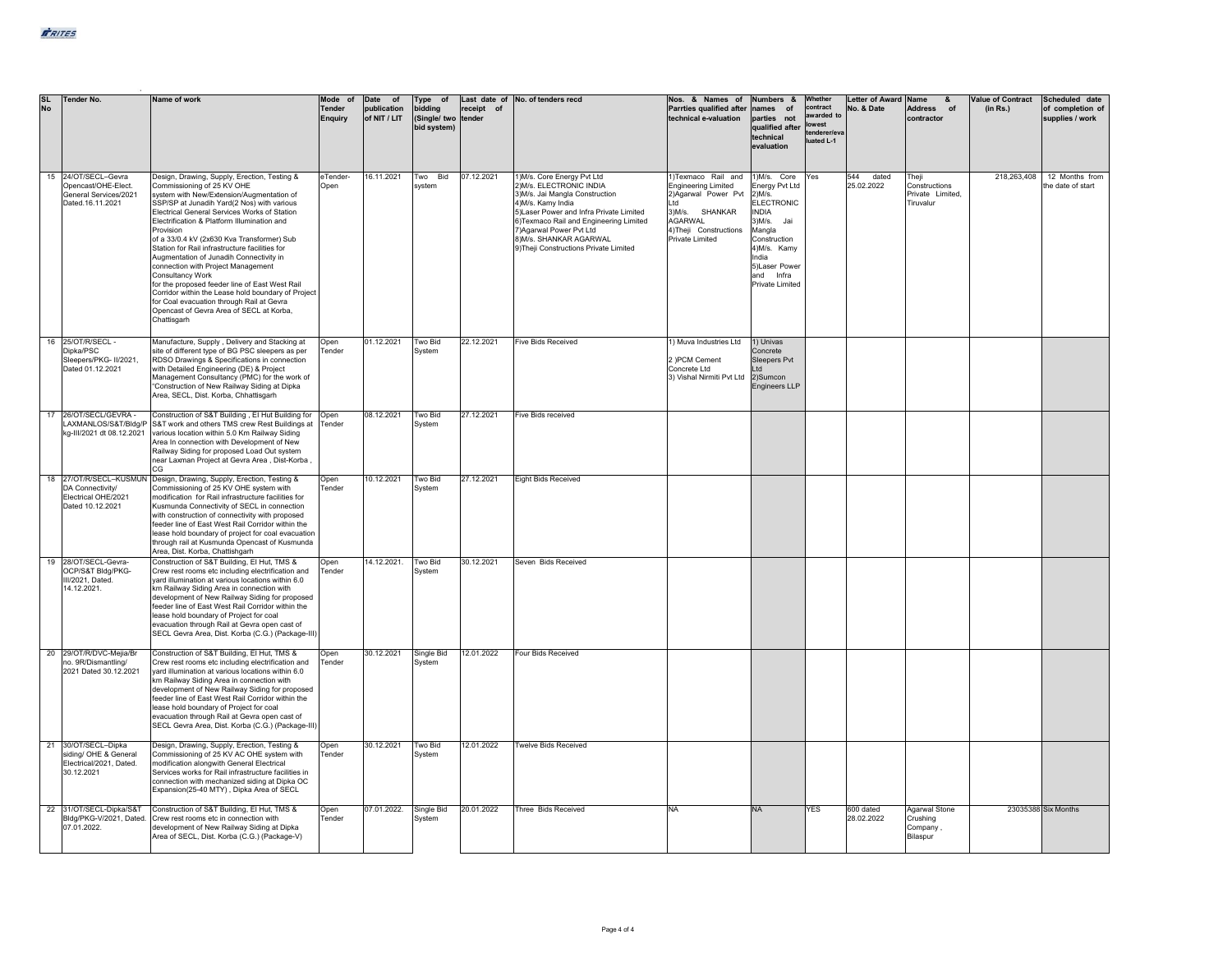| SL No | Tender No. | Name of work | Mode of Tender Enquiry | Date of publication of NIT / LIT | Type of bidding (Single/ two bid system) | Last date of receipt of tender | No. of tenders recd | Nos. & Names of Parrties qualified after technical e-valuation | Numbers & names of parties not qualified after technical evaluation | Whether contract awarded to lowest tenderer/evaluated L-1 | Letter of Award No. & Date | Name & Address of contractor | Value of Contract (in Rs.) | Scheduled date of completion of supplies / work |
|---|---|---|---|---|---|---|---|---|---|---|---|---|---|---|
| 15 | 24/OT/SECL–Gevra Opencast/OHE-Elect. General Services/2021 Dated.16.11.2021 | Design, Drawing, Supply, Erection, Testing & Commissioning of 25 KV OHE system with New/Extension/Augmentation of SSP/SP at Junadih Yard(2 Nos) with various Electrical General Services Works of Station Electrification & Platform Illumination and Provision of a 33/0.4 kV (2x630 Kva Transformer) Sub Station for Rail infrastructure facilities for Augmentation of Junadih Connectivity in connection with Project Management Consultancy Work for the proposed feeder line of East West Rail Corridor within the Lease hold boundary of Project for Coal evacuation through Rail at Gevra Opencast of Gevra Area of SECL at Korba, Chattisgarh | eTender-Open | 16.11.2021 | Two Bid system | 07.12.2021 | 1)M/s. Core Energy Pvt Ltd 2)M/s. ELECTRONIC INDIA 3)M/s. Jai Mangla Construction 4)M/s. Kamy India 5)Laser Power and Infra Private Limited 6)Texmaco Rail and Engineering Limited 7)Agarwal Power Pvt Ltd 8)M/s. SHANKAR AGARWAL 9)Theji Constructions Private Limited | 1)Texmaco Rail and Engineering Limited 2)Agarwal Power Pvt Ltd 3)M/s. SHANKAR AGARWAL 4)Theji Constructions Private Limited | 1)M/s. Core Energy Pvt Ltd 2)M/s. ELECTRONIC INDIA 3)M/s. Jai Mangla Construction 4)M/s. Kamy India 5)Laser Power and Infra Private Limited | Yes | 544 dated 25.02.2022 | Theji Constructions Private Limited, Tiruvalur | 218,263,408 | 12 Months from the date of start |
| 16 | 25/OT/R/SECL - Dipka/PSC Sleepers/PKG- II/2021, Dated 01.12.2021 | Manufacture, Supply , Delivery and Stacking at site of different type of BG PSC sleepers as per RDSO Drawings & Specifications in connection with Detailed Engineering (DE) & Project Management Consultancy (PMC) for the work of "Construction of New Railway Siding at Dipka Area, SECL, Dist. Korba, Chhattisgarh | Open Tender | 01.12.2021 | Two Bid System | 22.12.2021 | Five Bids Received | 1) Muva Industries Ltd 2 )PCM Cement Concrete Ltd 3) Vishal Nirmiti Pvt Ltd | 1) Univas Concrete Sleepers Pvt Ltd 2)Sumcon Engineers LLP | | | | | |
| 17 | 26/OT/SECL/GEVRA - LAXMAN/LOS/S&T/Bldg/Pkg-III/2021 dt 08.12.2021 | Construction of S&T Building , EI Hut Building for S&T work and others TMS crew Rest Buildings at various location within 5.0 Km Railway Siding Area In connection with Development of New Railway Siding for proposed Load Out system near Laxman Project at Gevra Area , Dist-Korba , CG | Open Tender | 08.12.2021 | Two Bid System | 27.12.2021 | Five Bids received | | | | | | | |
| 18 | 27/OT/R/SECL–KUSMUNDA Connectivity/ Electrical OHE/2021 Dated 10.12.2021 | Design, Drawing, Supply, Erection, Testing & Commissioning of 25 KV OHE system with modification for Rail infrastructure facilities for Kusmunda Connectivity of SECL in connection with construction of connectivity with proposed feeder line of East West Rail Corridor within the lease hold boundary of project for coal evacuation through rail at Kusmunda Opencast of Kusmunda Area, Dist. Korba, Chattishgarh | Open Tender | 10.12.2021 | Two Bid System | 27.12.2021 | Eight Bids Received | | | | | | | |
| 19 | 28/OT/SECL-Gevra-OCP/S&T Bldg/PKG-III/2021, Dated. 14.12.2021. | Construction of S&T Building, EI Hut, TMS & Crew rest rooms etc including electrification and yard illumination at various locations within 6.0 km Railway Siding Area in connection with development of New Railway Siding for proposed feeder line of East West Rail Corridor within the lease hold boundary of Project for coal evacuation through Rail at Gevra open cast of SECL Gevra Area, Dist. Korba (C.G.) (Package-III) | Open Tender | 14.12.2021. | Two Bid System | 30.12.2021 | Seven Bids Received | | | | | | | |
| 20 | 29/OT/R/DVC-Mejia/Br no. 9R/Dismantling/ 2021 Dated 30.12.2021 | Construction of S&T Building, EI Hut, TMS & Crew rest rooms etc including electrification and yard illumination at various locations within 6.0 km Railway Siding Area in connection with development of New Railway Siding for proposed feeder line of East West Rail Corridor within the lease hold boundary of Project for coal evacuation through Rail at Gevra open cast of SECL Gevra Area, Dist. Korba (C.G.) (Package-III) | Open Tender | 30.12.2021 | Single Bid System | 12.01.2022 | Four Bids Received | | | | | | | |
| 21 | 30/OT/SECL–Dipka siding/ OHE & General Electrical/2021, Dated. 30.12.2021 | Design, Drawing, Supply, Erection, Testing & Commissioning of 25 KV AC OHE system with modification alongwith General Electrical Services works for Rail infrastructure facilities in connection with mechanized siding at Dipka OC Expansion(25-40 MTY) , Dipka Area of SECL | Open Tender | 30.12.2021 | Two Bid System | 12.01.2022 | Twelve Bids Received | | | | | | | |
| 22 | 31/OT/SECL-Dipka/S&T Bldg/PKG-V/2021, Dated. 07.01.2022. | Construction of S&T Building, EI Hut, TMS & Crew rest rooms etc in connection with development of New Railway Siding at Dipka Area of SECL, Dist. Korba (C.G.) (Package-V) | Open Tender | 07.01.2022. | Single Bid System | 20.01.2022 | Three Bids Received | NA | NA | YES | 600 dated 28.02.2022 | Agarwal Stone Crushing Company , Bilaspur | 23035388 | Six Months |